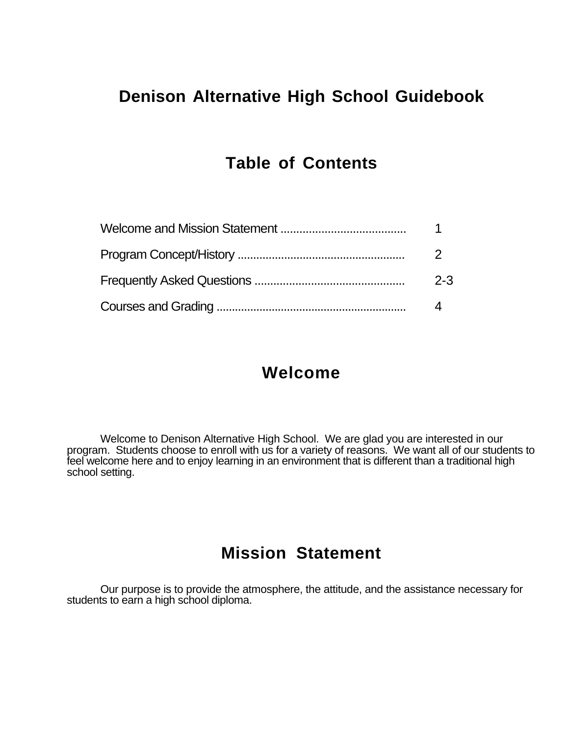# Denison Alternative High School Guidebook

## Table of Contents

| | |
|---|---|
| Welcome and Mission Statement ........................................ | 1 |
| Program Concept/History ...................................................... | 2 |
| Frequently Asked Questions ................................................ | 2-3 |
| Courses and Grading ............................................................ | 4 |

## Welcome

Welcome to Denison Alternative High School. We are glad you are interested in our program. Students choose to enroll with us for a variety of reasons. We want all of our students to feel welcome here and to enjoy learning in an environment that is different than a traditional high school setting.

## Mission Statement

Our purpose is to provide the atmosphere, the attitude, and the assistance necessary for students to earn a high school diploma.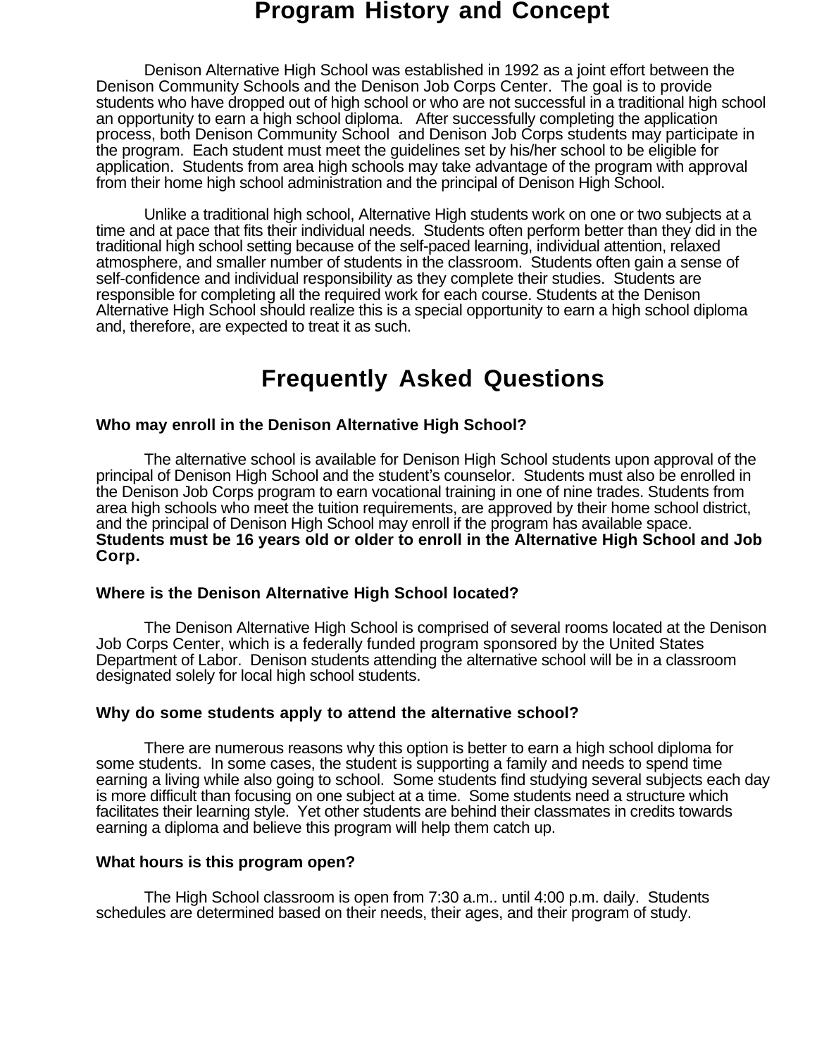# Program History and Concept

Denison Alternative High School was established in 1992 as a joint effort between the Denison Community Schools and the Denison Job Corps Center. The goal is to provide students who have dropped out of high school or who are not successful in a traditional high school an opportunity to earn a high school diploma. After successfully completing the application process, both Denison Community School and Denison Job Corps students may participate in the program. Each student must meet the guidelines set by his/her school to be eligible for application. Students from area high schools may take advantage of the program with approval from their home high school administration and the principal of Denison High School.

Unlike a traditional high school, Alternative High students work on one or two subjects at a time and at pace that fits their individual needs. Students often perform better than they did in the traditional high school setting because of the self-paced learning, individual attention, relaxed atmosphere, and smaller number of students in the classroom. Students often gain a sense of self-confidence and individual responsibility as they complete their studies. Students are responsible for completing all the required work for each course. Students at the Denison Alternative High School should realize this is a special opportunity to earn a high school diploma and, therefore, are expected to treat it as such.

# Frequently Asked Questions

### Who may enroll in the Denison Alternative High School?

The alternative school is available for Denison High School students upon approval of the principal of Denison High School and the student's counselor. Students must also be enrolled in the Denison Job Corps program to earn vocational training in one of nine trades. Students from area high schools who meet the tuition requirements, are approved by their home school district, and the principal of Denison High School may enroll if the program has available space. **Students must be 16 years old or older to enroll in the Alternative High School and Job Corp.**

### Where is the Denison Alternative High School located?

The Denison Alternative High School is comprised of several rooms located at the Denison Job Corps Center, which is a federally funded program sponsored by the United States Department of Labor. Denison students attending the alternative school will be in a classroom designated solely for local high school students.

### Why do some students apply to attend the alternative school?

There are numerous reasons why this option is better to earn a high school diploma for some students. In some cases, the student is supporting a family and needs to spend time earning a living while also going to school. Some students find studying several subjects each day is more difficult than focusing on one subject at a time. Some students need a structure which facilitates their learning style. Yet other students are behind their classmates in credits towards earning a diploma and believe this program will help them catch up.

### What hours is this program open?

The High School classroom is open from 7:30 a.m.. until 4:00 p.m. daily. Students schedules are determined based on their needs, their ages, and their program of study.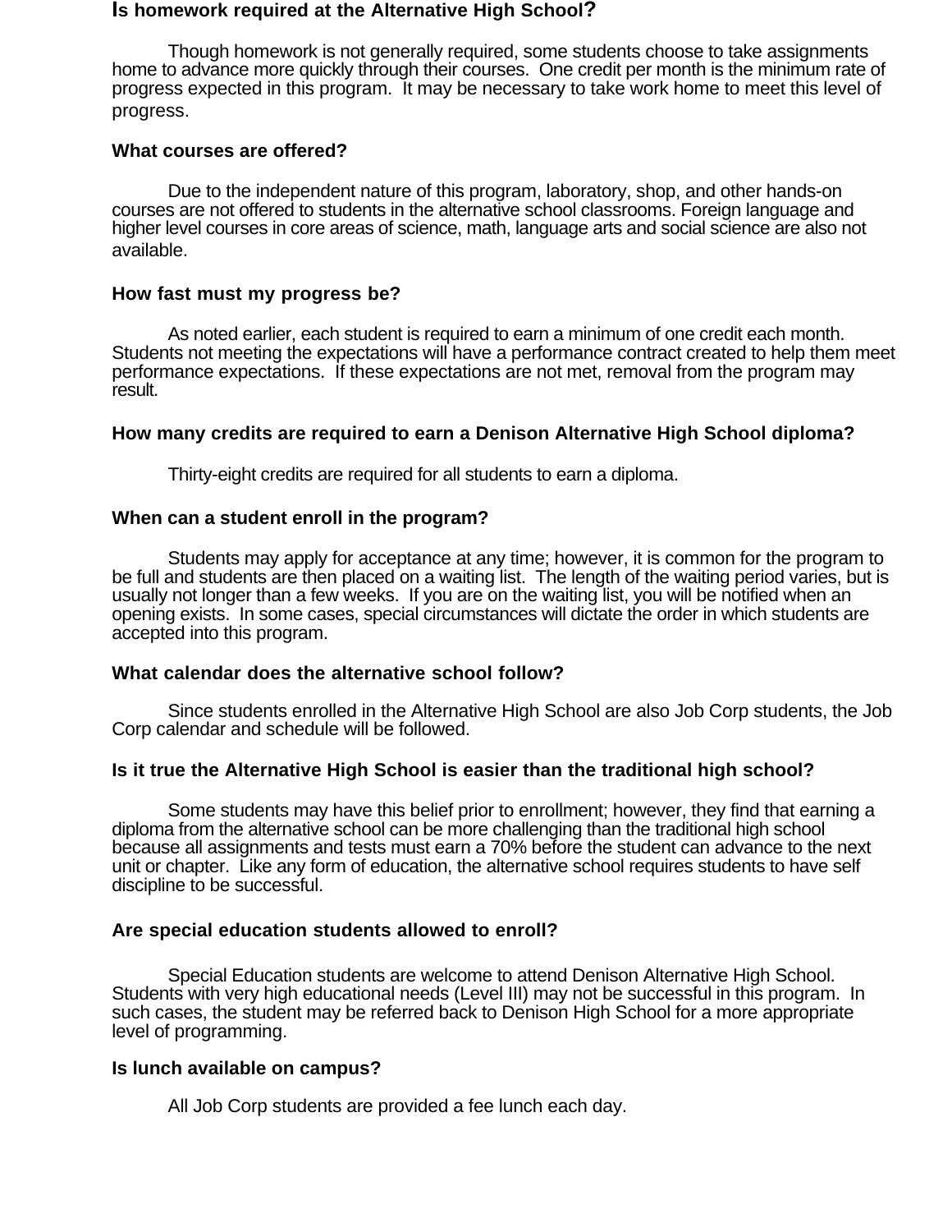**Is homework required at the Alternative High School?**

Though homework is not generally required, some students choose to take assignments home to advance more quickly through their courses. One credit per month is the minimum rate of progress expected in this program. It may be necessary to take work home to meet this level of progress.

**What courses are offered?**

Due to the independent nature of this program, laboratory, shop, and other hands-on courses are not offered to students in the alternative school classrooms. Foreign language and higher level courses in core areas of science, math, language arts and social science are also not available.

**How fast must my progress be?**

As noted earlier, each student is required to earn a minimum of one credit each month. Students not meeting the expectations will have a performance contract created to help them meet performance expectations. If these expectations are not met, removal from the program may result.

**How many credits are required to earn a Denison Alternative High School diploma?**

Thirty-eight credits are required for all students to earn a diploma.

**When can a student enroll in the program?**

Students may apply for acceptance at any time; however, it is common for the program to be full and students are then placed on a waiting list. The length of the waiting period varies, but is usually not longer than a few weeks. If you are on the waiting list, you will be notified when an opening exists. In some cases, special circumstances will dictate the order in which students are accepted into this program.

**What calendar does the alternative school follow?**

Since students enrolled in the Alternative High School are also Job Corp students, the Job Corp calendar and schedule will be followed.

**Is it true the Alternative High School is easier than the traditional high school?**

Some students may have this belief prior to enrollment; however, they find that earning a diploma from the alternative school can be more challenging than the traditional high school because all assignments and tests must earn a 70% before the student can advance to the next unit or chapter. Like any form of education, the alternative school requires students to have self discipline to be successful.

**Are special education students allowed to enroll?**

Special Education students are welcome to attend Denison Alternative High School. Students with very high educational needs (Level III) may not be successful in this program. In such cases, the student may be referred back to Denison High School for a more appropriate level of programming.

**Is lunch available on campus?**

All Job Corp students are provided a fee lunch each day.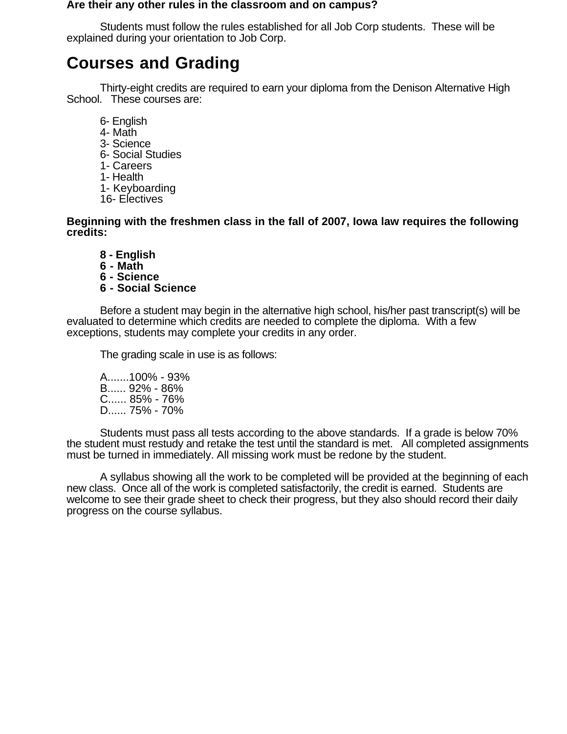**Are their any other rules in the classroom and on campus?**

Students must follow the rules established for all Job Corp students. These will be explained during your orientation to Job Corp.

## Courses and Grading

Thirty-eight credits are required to earn your diploma from the Denison Alternative High School. These courses are:

6- English
4- Math
3- Science
6- Social Studies
1- Careers
1- Health
1- Keyboarding
16- Electives

**Beginning with the freshmen class in the fall of 2007, Iowa law requires the following credits:**

**8 - English**
**6 - Math**
**6 - Science**
**6 - Social Science**

Before a student may begin in the alternative high school, his/her past transcript(s) will be evaluated to determine which credits are needed to complete the diploma. With a few exceptions, students may complete your credits in any order.

The grading scale in use is as follows:

A.......100% - 93%
B...... 92% - 86%
C...... 85% - 76%
D...... 75% - 70%

Students must pass all tests according to the above standards. If a grade is below 70% the student must restudy and retake the test until the standard is met. All completed assignments must be turned in immediately. All missing work must be redone by the student.

A syllabus showing all the work to be completed will be provided at the beginning of each new class. Once all of the work is completed satisfactorily, the credit is earned. Students are welcome to see their grade sheet to check their progress, but they also should record their daily progress on the course syllabus.